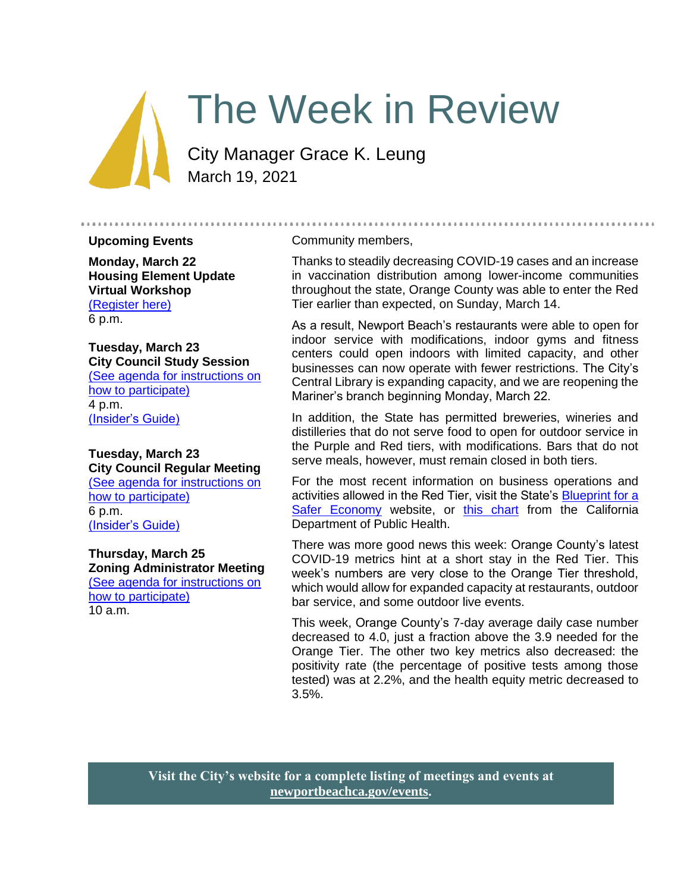# The Week in Review

City Manager Grace K. Leung
March 19, 2021

## Upcoming Events

**Monday, March 22**
**Housing Element Update Virtual Workshop**
(Register here)
6 p.m.

**Tuesday, March 23**
**City Council Study Session**
(See agenda for instructions on how to participate)
4 p.m.
(Insider's Guide)

**Tuesday, March 23**
**City Council Regular Meeting**
(See agenda for instructions on how to participate)
6 p.m.
(Insider's Guide)

**Thursday, March 25**
**Zoning Administrator Meeting**
(See agenda for instructions on how to participate)
10 a.m.

Community members,

Thanks to steadily decreasing COVID-19 cases and an increase in vaccination distribution among lower-income communities throughout the state, Orange County was able to enter the Red Tier earlier than expected, on Sunday, March 14.

As a result, Newport Beach's restaurants were able to open for indoor service with modifications, indoor gyms and fitness centers could open indoors with limited capacity, and other businesses can now operate with fewer restrictions. The City's Central Library is expanding capacity, and we are reopening the Mariner's branch beginning Monday, March 22.

In addition, the State has permitted breweries, wineries and distilleries that do not serve food to open for outdoor service in the Purple and Red tiers, with modifications. Bars that do not serve meals, however, must remain closed in both tiers.

For the most recent information on business operations and activities allowed in the Red Tier, visit the State's Blueprint for a Safer Economy website, or this chart from the California Department of Public Health.

There was more good news this week: Orange County's latest COVID-19 metrics hint at a short stay in the Red Tier. This week's numbers are very close to the Orange Tier threshold, which would allow for expanded capacity at restaurants, outdoor bar service, and some outdoor live events.

This week, Orange County's 7-day average daily case number decreased to 4.0, just a fraction above the 3.9 needed for the Orange Tier. The other two key metrics also decreased: the positivity rate (the percentage of positive tests among those tested) was at 2.2%, and the health equity metric decreased to 3.5%.

**Visit the City's website for a complete listing of meetings and events at newportbeachca.gov/events.**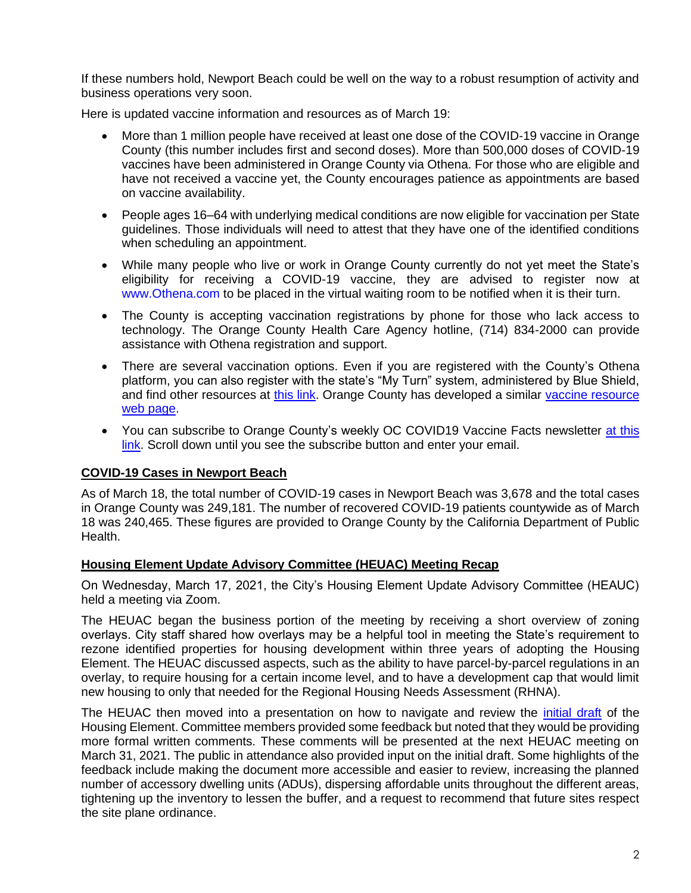If these numbers hold, Newport Beach could be well on the way to a robust resumption of activity and business operations very soon.

Here is updated vaccine information and resources as of March 19:

- More than 1 million people have received at least one dose of the COVID-19 vaccine in Orange County (this number includes first and second doses). More than 500,000 doses of COVID-19 vaccines have been administered in Orange County via Othena. For those who are eligible and have not received a vaccine yet, the County encourages patience as appointments are based on vaccine availability.
- People ages 16–64 with underlying medical conditions are now eligible for vaccination per State guidelines. Those individuals will need to attest that they have one of the identified conditions when scheduling an appointment.
- While many people who live or work in Orange County currently do not yet meet the State's eligibility for receiving a COVID-19 vaccine, they are advised to register now at www.Othena.com to be placed in the virtual waiting room to be notified when it is their turn.
- The County is accepting vaccination registrations by phone for those who lack access to technology. The Orange County Health Care Agency hotline, (714) 834-2000 can provide assistance with Othena registration and support.
- There are several vaccination options. Even if you are registered with the County's Othena platform, you can also register with the state's "My Turn" system, administered by Blue Shield, and find other resources at this link. Orange County has developed a similar vaccine resource web page.
- You can subscribe to Orange County's weekly OC COVID19 Vaccine Facts newsletter at this link. Scroll down until you see the subscribe button and enter your email.

## COVID-19 Cases in Newport Beach

As of March 18, the total number of COVID-19 cases in Newport Beach was 3,678 and the total cases in Orange County was 249,181. The number of recovered COVID-19 patients countywide as of March 18 was 240,465. These figures are provided to Orange County by the California Department of Public Health.

## Housing Element Update Advisory Committee (HEUAC) Meeting Recap

On Wednesday, March 17, 2021, the City's Housing Element Update Advisory Committee (HEAUC) held a meeting via Zoom.

The HEUAC began the business portion of the meeting by receiving a short overview of zoning overlays. City staff shared how overlays may be a helpful tool in meeting the State's requirement to rezone identified properties for housing development within three years of adopting the Housing Element. The HEUAC discussed aspects, such as the ability to have parcel-by-parcel regulations in an overlay, to require housing for a certain income level, and to have a development cap that would limit new housing to only that needed for the Regional Housing Needs Assessment (RHNA).

The HEUAC then moved into a presentation on how to navigate and review the initial draft of the Housing Element. Committee members provided some feedback but noted that they would be providing more formal written comments. These comments will be presented at the next HEUAC meeting on March 31, 2021. The public in attendance also provided input on the initial draft. Some highlights of the feedback include making the document more accessible and easier to review, increasing the planned number of accessory dwelling units (ADUs), dispersing affordable units throughout the different areas, tightening up the inventory to lessen the buffer, and a request to recommend that future sites respect the site plane ordinance.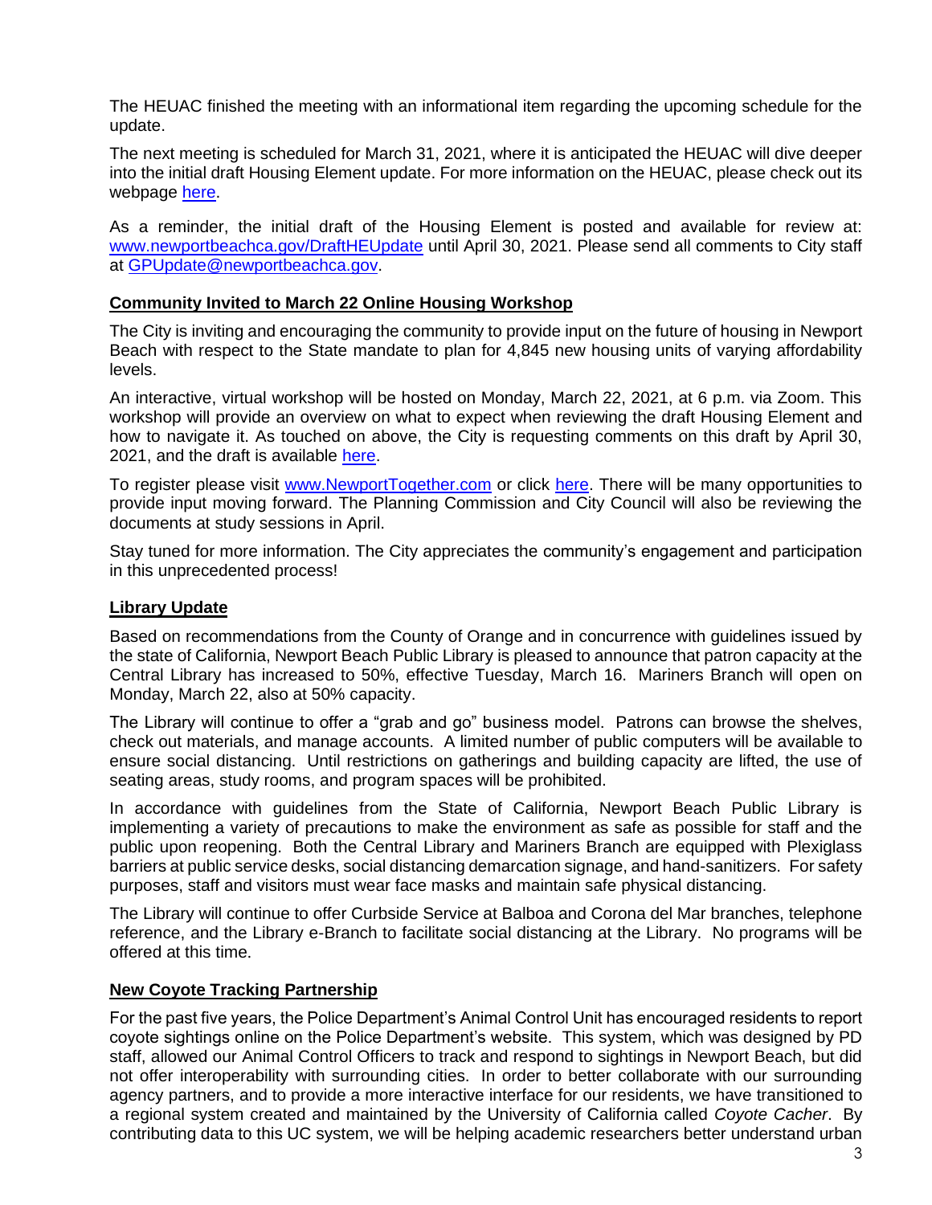The HEUAC finished the meeting with an informational item regarding the upcoming schedule for the update.

The next meeting is scheduled for March 31, 2021, where it is anticipated the HEUAC will dive deeper into the initial draft Housing Element update. For more information on the HEUAC, please check out its webpage here.

As a reminder, the initial draft of the Housing Element is posted and available for review at: www.newportbeachca.gov/DraftHEUpdate until April 30, 2021. Please send all comments to City staff at GPUpdate@newportbeachca.gov.

## Community Invited to March 22 Online Housing Workshop

The City is inviting and encouraging the community to provide input on the future of housing in Newport Beach with respect to the State mandate to plan for 4,845 new housing units of varying affordability levels.

An interactive, virtual workshop will be hosted on Monday, March 22, 2021, at 6 p.m. via Zoom. This workshop will provide an overview on what to expect when reviewing the draft Housing Element and how to navigate it. As touched on above, the City is requesting comments on this draft by April 30, 2021, and the draft is available here.

To register please visit www.NewportTogether.com or click here. There will be many opportunities to provide input moving forward. The Planning Commission and City Council will also be reviewing the documents at study sessions in April.

Stay tuned for more information. The City appreciates the community's engagement and participation in this unprecedented process!

## Library Update

Based on recommendations from the County of Orange and in concurrence with guidelines issued by the state of California, Newport Beach Public Library is pleased to announce that patron capacity at the Central Library has increased to 50%, effective Tuesday, March 16. Mariners Branch will open on Monday, March 22, also at 50% capacity.

The Library will continue to offer a "grab and go" business model. Patrons can browse the shelves, check out materials, and manage accounts. A limited number of public computers will be available to ensure social distancing. Until restrictions on gatherings and building capacity are lifted, the use of seating areas, study rooms, and program spaces will be prohibited.

In accordance with guidelines from the State of California, Newport Beach Public Library is implementing a variety of precautions to make the environment as safe as possible for staff and the public upon reopening. Both the Central Library and Mariners Branch are equipped with Plexiglass barriers at public service desks, social distancing demarcation signage, and hand-sanitizers. For safety purposes, staff and visitors must wear face masks and maintain safe physical distancing.

The Library will continue to offer Curbside Service at Balboa and Corona del Mar branches, telephone reference, and the Library e-Branch to facilitate social distancing at the Library. No programs will be offered at this time.

## New Coyote Tracking Partnership

For the past five years, the Police Department's Animal Control Unit has encouraged residents to report coyote sightings online on the Police Department's website. This system, which was designed by PD staff, allowed our Animal Control Officers to track and respond to sightings in Newport Beach, but did not offer interoperability with surrounding cities. In order to better collaborate with our surrounding agency partners, and to provide a more interactive interface for our residents, we have transitioned to a regional system created and maintained by the University of California called *Coyote Cacher*. By contributing data to this UC system, we will be helping academic researchers better understand urban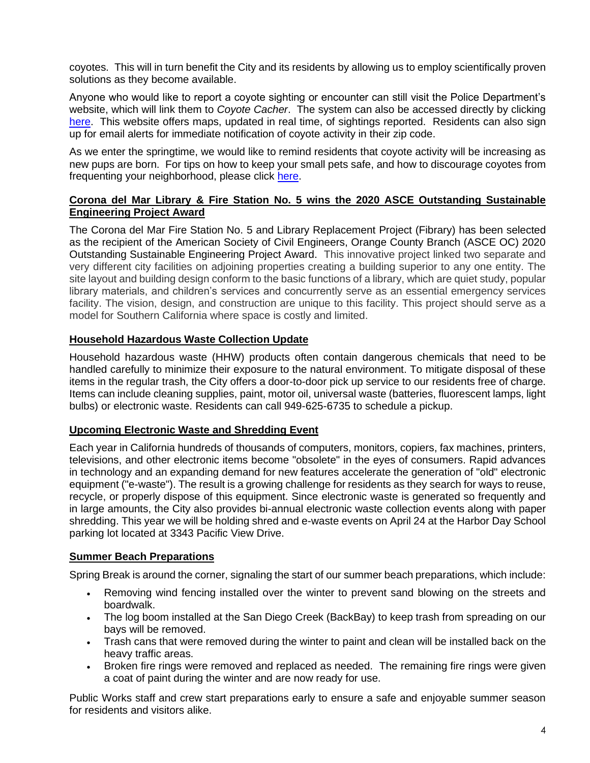coyotes. This will in turn benefit the City and its residents by allowing us to employ scientifically proven solutions as they become available.

Anyone who would like to report a coyote sighting or encounter can still visit the Police Department's website, which will link them to *Coyote Cacher*. The system can also be accessed directly by clicking here. This website offers maps, updated in real time, of sightings reported. Residents can also sign up for email alerts for immediate notification of coyote activity in their zip code.

As we enter the springtime, we would like to remind residents that coyote activity will be increasing as new pups are born. For tips on how to keep your small pets safe, and how to discourage coyotes from frequenting your neighborhood, please click here.

**Corona del Mar Library & Fire Station No. 5 wins the 2020 ASCE Outstanding Sustainable Engineering Project Award**

The Corona del Mar Fire Station No. 5 and Library Replacement Project (Fibrary) has been selected as the recipient of the American Society of Civil Engineers, Orange County Branch (ASCE OC) 2020 Outstanding Sustainable Engineering Project Award. This innovative project linked two separate and very different city facilities on adjoining properties creating a building superior to any one entity. The site layout and building design conform to the basic functions of a library, which are quiet study, popular library materials, and children's services and concurrently serve as an essential emergency services facility. The vision, design, and construction are unique to this facility. This project should serve as a model for Southern California where space is costly and limited.

**Household Hazardous Waste Collection Update**

Household hazardous waste (HHW) products often contain dangerous chemicals that need to be handled carefully to minimize their exposure to the natural environment. To mitigate disposal of these items in the regular trash, the City offers a door-to-door pick up service to our residents free of charge. Items can include cleaning supplies, paint, motor oil, universal waste (batteries, fluorescent lamps, light bulbs) or electronic waste. Residents can call 949-625-6735 to schedule a pickup.

**Upcoming Electronic Waste and Shredding Event**

Each year in California hundreds of thousands of computers, monitors, copiers, fax machines, printers, televisions, and other electronic items become "obsolete" in the eyes of consumers. Rapid advances in technology and an expanding demand for new features accelerate the generation of "old" electronic equipment ("e-waste"). The result is a growing challenge for residents as they search for ways to reuse, recycle, or properly dispose of this equipment. Since electronic waste is generated so frequently and in large amounts, the City also provides bi-annual electronic waste collection events along with paper shredding. This year we will be holding shred and e-waste events on April 24 at the Harbor Day School parking lot located at 3343 Pacific View Drive.

**Summer Beach Preparations**

Spring Break is around the corner, signaling the start of our summer beach preparations, which include:

- Removing wind fencing installed over the winter to prevent sand blowing on the streets and boardwalk.
- The log boom installed at the San Diego Creek (BackBay) to keep trash from spreading on our bays will be removed.
- Trash cans that were removed during the winter to paint and clean will be installed back on the heavy traffic areas.
- Broken fire rings were removed and replaced as needed. The remaining fire rings were given a coat of paint during the winter and are now ready for use.

Public Works staff and crew start preparations early to ensure a safe and enjoyable summer season for residents and visitors alike.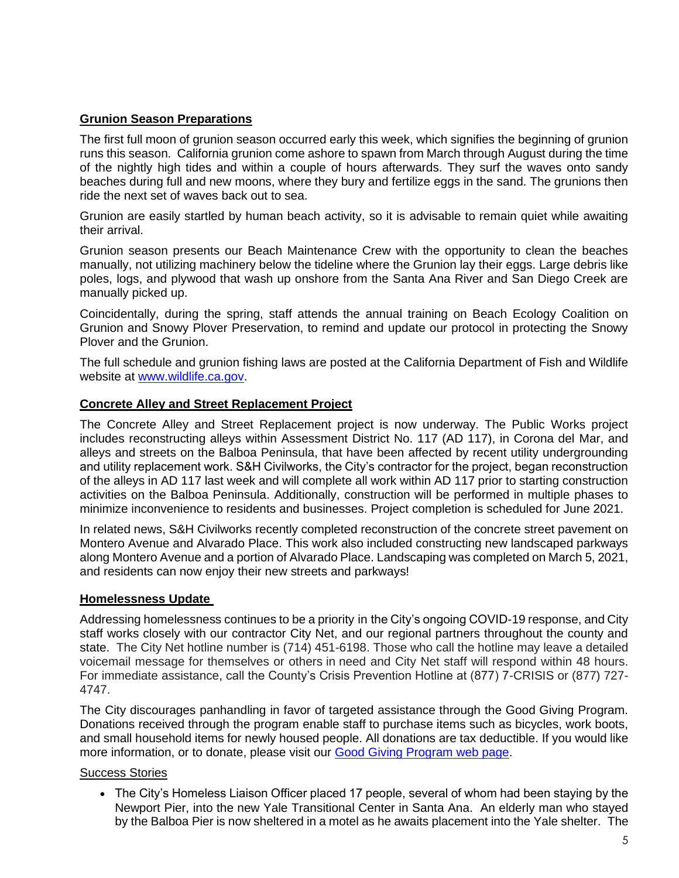## Grunion Season Preparations

The first full moon of grunion season occurred early this week, which signifies the beginning of grunion runs this season. California grunion come ashore to spawn from March through August during the time of the nightly high tides and within a couple of hours afterwards. They surf the waves onto sandy beaches during full and new moons, where they bury and fertilize eggs in the sand. The grunions then ride the next set of waves back out to sea.

Grunion are easily startled by human beach activity, so it is advisable to remain quiet while awaiting their arrival.

Grunion season presents our Beach Maintenance Crew with the opportunity to clean the beaches manually, not utilizing machinery below the tideline where the Grunion lay their eggs. Large debris like poles, logs, and plywood that wash up onshore from the Santa Ana River and San Diego Creek are manually picked up.

Coincidentally, during the spring, staff attends the annual training on Beach Ecology Coalition on Grunion and Snowy Plover Preservation, to remind and update our protocol in protecting the Snowy Plover and the Grunion.

The full schedule and grunion fishing laws are posted at the California Department of Fish and Wildlife website at [www.wildlife.ca.gov](www.wildlife.ca.gov).

## Concrete Alley and Street Replacement Project

The Concrete Alley and Street Replacement project is now underway. The Public Works project includes reconstructing alleys within Assessment District No. 117 (AD 117), in Corona del Mar, and alleys and streets on the Balboa Peninsula, that have been affected by recent utility undergrounding and utility replacement work. S&H Civilworks, the City's contractor for the project, began reconstruction of the alleys in AD 117 last week and will complete all work within AD 117 prior to starting construction activities on the Balboa Peninsula. Additionally, construction will be performed in multiple phases to minimize inconvenience to residents and businesses. Project completion is scheduled for June 2021.

In related news, S&H Civilworks recently completed reconstruction of the concrete street pavement on Montero Avenue and Alvarado Place. This work also included constructing new landscaped parkways along Montero Avenue and a portion of Alvarado Place. Landscaping was completed on March 5, 2021, and residents can now enjoy their new streets and parkways!

## Homelessness Update

Addressing homelessness continues to be a priority in the City's ongoing COVID-19 response, and City staff works closely with our contractor City Net, and our regional partners throughout the county and state. The City Net hotline number is (714) 451-6198. Those who call the hotline may leave a detailed voicemail message for themselves or others in need and City Net staff will respond within 48 hours. For immediate assistance, call the County's Crisis Prevention Hotline at (877) 7-CRISIS or (877) 727-4747.

The City discourages panhandling in favor of targeted assistance through the Good Giving Program. Donations received through the program enable staff to purchase items such as bicycles, work boots, and small household items for newly housed people. All donations are tax deductible. If you would like more information, or to donate, please visit our Good Giving Program web page.

### Success Stories

- The City's Homeless Liaison Officer placed 17 people, several of whom had been staying by the Newport Pier, into the new Yale Transitional Center in Santa Ana. An elderly man who stayed by the Balboa Pier is now sheltered in a motel as he awaits placement into the Yale shelter. The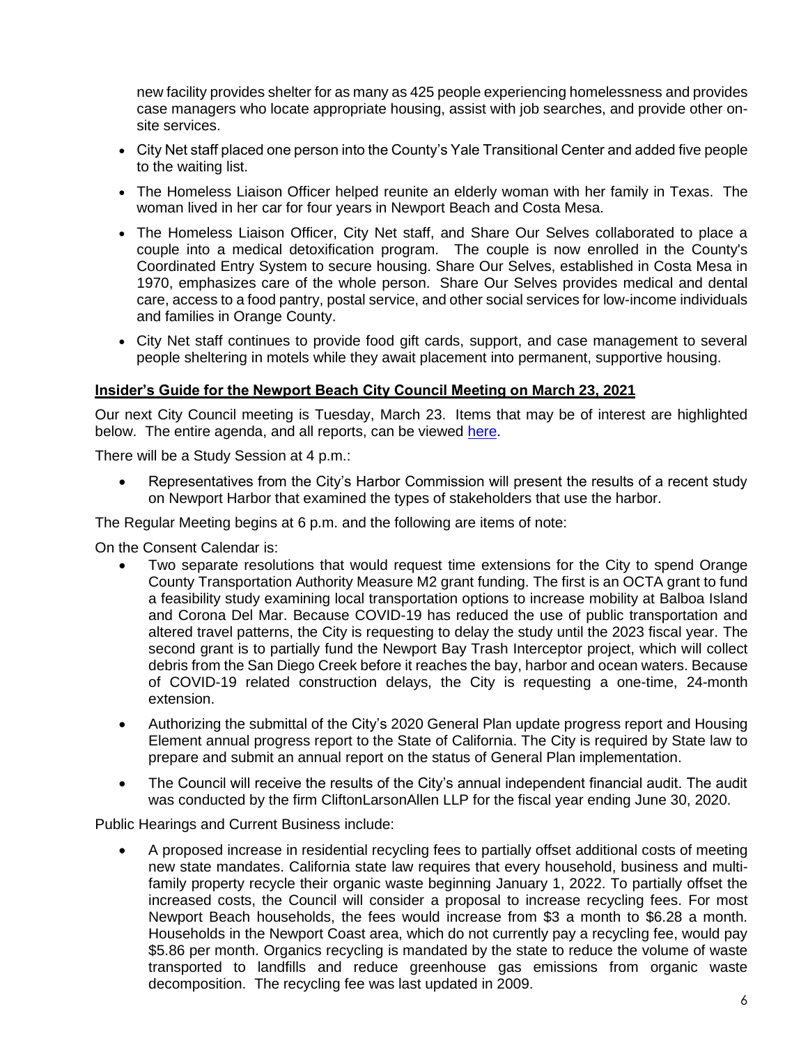new facility provides shelter for as many as 425 people experiencing homelessness and provides case managers who locate appropriate housing, assist with job searches, and provide other on-site services.

- City Net staff placed one person into the County's Yale Transitional Center and added five people to the waiting list.
- The Homeless Liaison Officer helped reunite an elderly woman with her family in Texas. The woman lived in her car for four years in Newport Beach and Costa Mesa.
- The Homeless Liaison Officer, City Net staff, and Share Our Selves collaborated to place a couple into a medical detoxification program. The couple is now enrolled in the County's Coordinated Entry System to secure housing. Share Our Selves, established in Costa Mesa in 1970, emphasizes care of the whole person. Share Our Selves provides medical and dental care, access to a food pantry, postal service, and other social services for low-income individuals and families in Orange County.
- City Net staff continues to provide food gift cards, support, and case management to several people sheltering in motels while they await placement into permanent, supportive housing.

**Insider's Guide for the Newport Beach City Council Meeting on March 23, 2021**

Our next City Council meeting is Tuesday, March 23. Items that may be of interest are highlighted below. The entire agenda, and all reports, can be viewed here.

There will be a Study Session at 4 p.m.:

- Representatives from the City's Harbor Commission will present the results of a recent study on Newport Harbor that examined the types of stakeholders that use the harbor.

The Regular Meeting begins at 6 p.m. and the following are items of note:

On the Consent Calendar is:

- Two separate resolutions that would request time extensions for the City to spend Orange County Transportation Authority Measure M2 grant funding. The first is an OCTA grant to fund a feasibility study examining local transportation options to increase mobility at Balboa Island and Corona Del Mar. Because COVID-19 has reduced the use of public transportation and altered travel patterns, the City is requesting to delay the study until the 2023 fiscal year. The second grant is to partially fund the Newport Bay Trash Interceptor project, which will collect debris from the San Diego Creek before it reaches the bay, harbor and ocean waters. Because of COVID-19 related construction delays, the City is requesting a one-time, 24-month extension.
- Authorizing the submittal of the City's 2020 General Plan update progress report and Housing Element annual progress report to the State of California. The City is required by State law to prepare and submit an annual report on the status of General Plan implementation.
- The Council will receive the results of the City's annual independent financial audit. The audit was conducted by the firm CliftonLarsonAllen LLP for the fiscal year ending June 30, 2020.

Public Hearings and Current Business include:

- A proposed increase in residential recycling fees to partially offset additional costs of meeting new state mandates. California state law requires that every household, business and multi-family property recycle their organic waste beginning January 1, 2022. To partially offset the increased costs, the Council will consider a proposal to increase recycling fees. For most Newport Beach households, the fees would increase from $3 a month to $6.28 a month. Households in the Newport Coast area, which do not currently pay a recycling fee, would pay $5.86 per month. Organics recycling is mandated by the state to reduce the volume of waste transported to landfills and reduce greenhouse gas emissions from organic waste decomposition. The recycling fee was last updated in 2009.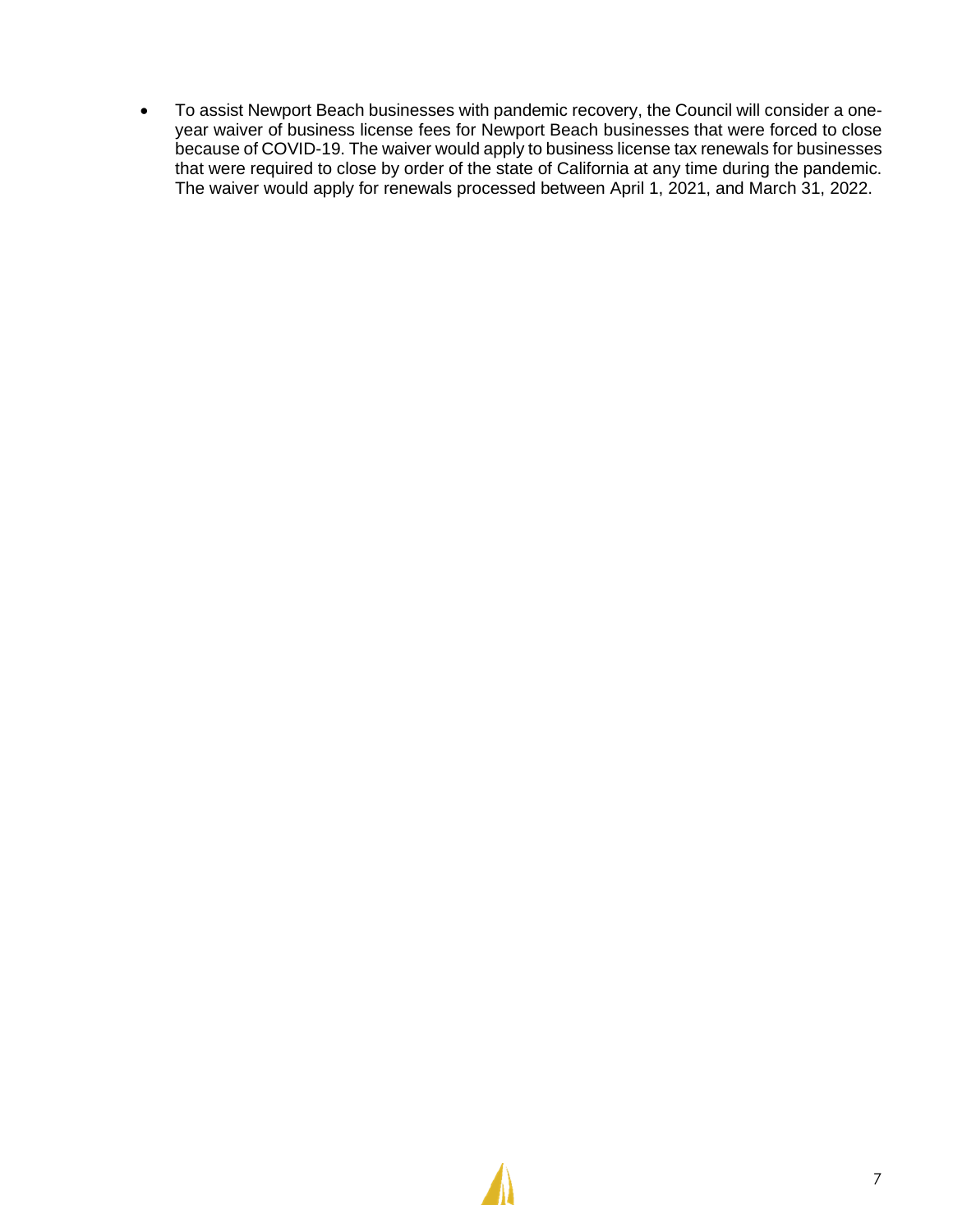- To assist Newport Beach businesses with pandemic recovery, the Council will consider a one-year waiver of business license fees for Newport Beach businesses that were forced to close because of COVID-19. The waiver would apply to business license tax renewals for businesses that were required to close by order of the state of California at any time during the pandemic. The waiver would apply for renewals processed between April 1, 2021, and March 31, 2022.